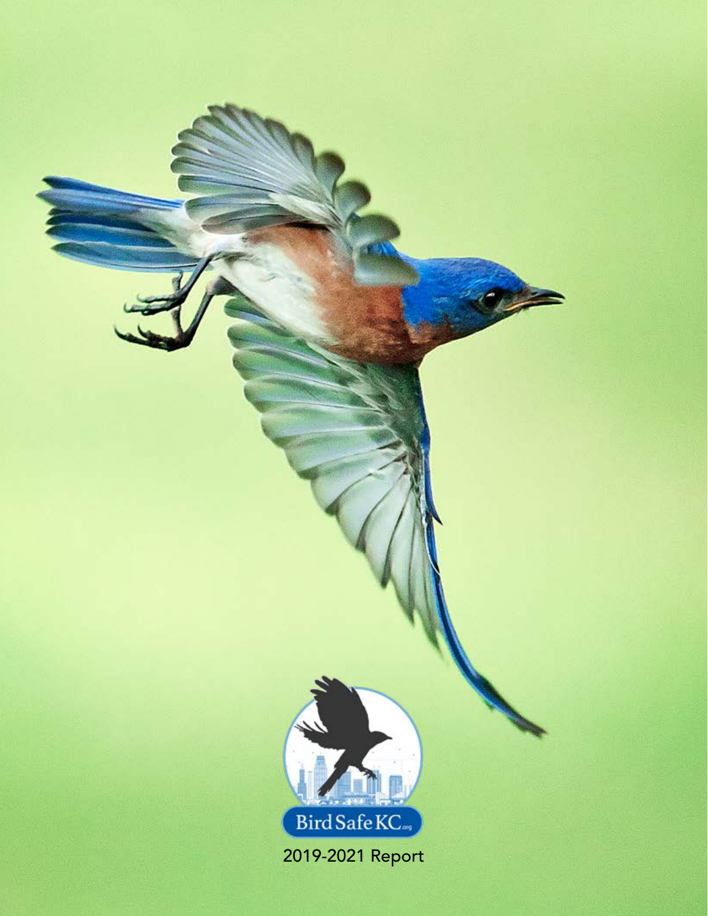Bird Safe KC.org

2019-2021 Report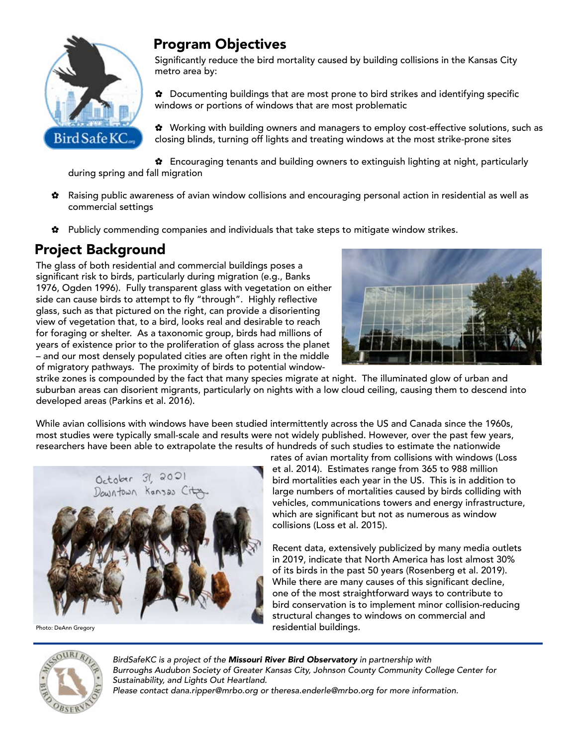## Program Objectives

Significantly reduce the bird mortality caused by building collisions in the Kansas City metro area by:

- Documenting buildings that are most prone to bird strikes and identifying specific windows or portions of windows that are most problematic
- Working with building owners and managers to employ cost-effective solutions, such as closing blinds, turning off lights and treating windows at the most strike-prone sites
- Encouraging tenants and building owners to extinguish lighting at night, particularly during spring and fall migration
- Raising public awareness of avian window collisions and encouraging personal action in residential as well as commercial settings
- Publicly commending companies and individuals that take steps to mitigate window strikes.

## Project Background

The glass of both residential and commercial buildings poses a significant risk to birds, particularly during migration (e.g., Banks 1976, Ogden 1996). Fully transparent glass with vegetation on either side can cause birds to attempt to fly "through". Highly reflective glass, such as that pictured on the right, can provide a disorienting view of vegetation that, to a bird, looks real and desirable to reach for foraging or shelter. As a taxonomic group, birds had millions of years of existence prior to the proliferation of glass across the planet – and our most densely populated cities are often right in the middle of migratory pathways. The proximity of birds to potential window-strike zones is compounded by the fact that many species migrate at night. The illuminated glow of urban and suburban areas can disorient migrants, particularly on nights with a low cloud ceiling, causing them to descend into developed areas (Parkins et al. 2016).

While avian collisions with windows have been studied intermittently across the US and Canada since the 1960s, most studies were typically small-scale and results were not widely published. However, over the past few years, researchers have been able to extrapolate the results of hundreds of such studies to estimate the nationwide rates of avian mortality from collisions with windows (Loss et al. 2014). Estimates range from 365 to 988 million bird mortalities each year in the US. This is in addition to large numbers of mortalities caused by birds colliding with vehicles, communications towers and energy infrastructure, which are significant but not as numerous as window collisions (Loss et al. 2015).

Photo: DeAnn Gregory

Recent data, extensively publicized by many media outlets in 2019, indicate that North America has lost almost 30% of its birds in the past 50 years (Rosenberg et al. 2019). While there are many causes of this significant decline, one of the most straightforward ways to contribute to bird conservation is to implement minor collision-reducing structural changes to windows on commercial and residential buildings.

---

*BirdSafeKC is a project of the **Missouri River Bird Observatory** in partnership with Burroughs Audubon Society of Greater Kansas City, Johnson County Community College Center for Sustainability, and Lights Out Heartland.*
*Please contact dana.ripper@mrbo.org or theresa.enderle@mrbo.org for more information.*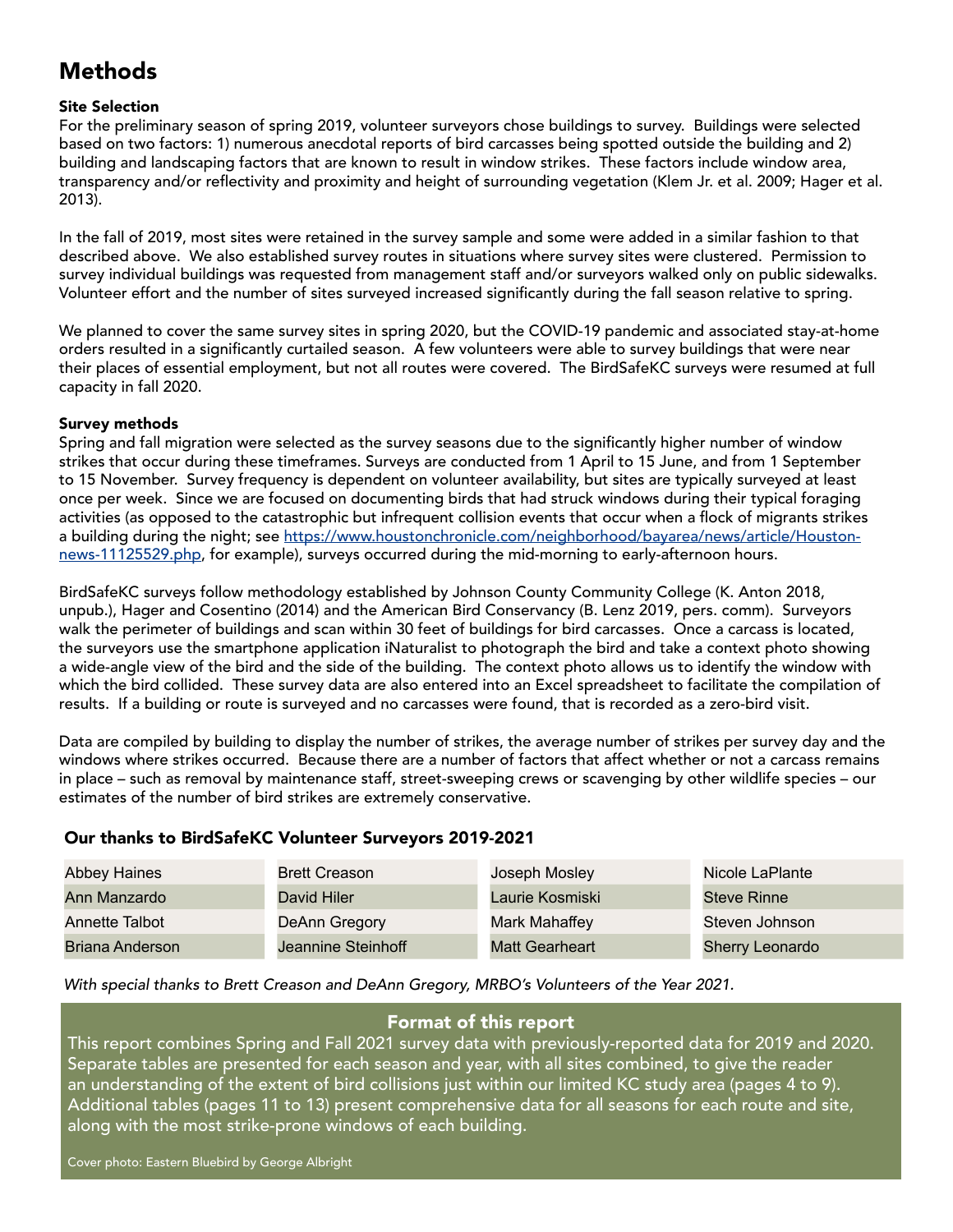# Methods

### Site Selection

For the preliminary season of spring 2019, volunteer surveyors chose buildings to survey. Buildings were selected based on two factors: 1) numerous anecdotal reports of bird carcasses being spotted outside the building and 2) building and landscaping factors that are known to result in window strikes. These factors include window area, transparency and/or reflectivity and proximity and height of surrounding vegetation (Klem Jr. et al. 2009; Hager et al. 2013).

In the fall of 2019, most sites were retained in the survey sample and some were added in a similar fashion to that described above. We also established survey routes in situations where survey sites were clustered. Permission to survey individual buildings was requested from management staff and/or surveyors walked only on public sidewalks. Volunteer effort and the number of sites surveyed increased significantly during the fall season relative to spring.

We planned to cover the same survey sites in spring 2020, but the COVID-19 pandemic and associated stay-at-home orders resulted in a significantly curtailed season. A few volunteers were able to survey buildings that were near their places of essential employment, but not all routes were covered. The BirdSafeKC surveys were resumed at full capacity in fall 2020.

### Survey methods

Spring and fall migration were selected as the survey seasons due to the significantly higher number of window strikes that occur during these timeframes. Surveys are conducted from 1 April to 15 June, and from 1 September to 15 November. Survey frequency is dependent on volunteer availability, but sites are typically surveyed at least once per week. Since we are focused on documenting birds that had struck windows during their typical foraging activities (as opposed to the catastrophic but infrequent collision events that occur when a flock of migrants strikes a building during the night; see https://www.houstonchronicle.com/neighborhood/bayarea/news/article/Houston-news-11125529.php, for example), surveys occurred during the mid-morning to early-afternoon hours.

BirdSafeKC surveys follow methodology established by Johnson County Community College (K. Anton 2018, unpub.), Hager and Cosentino (2014) and the American Bird Conservancy (B. Lenz 2019, pers. comm). Surveyors walk the perimeter of buildings and scan within 30 feet of buildings for bird carcasses. Once a carcass is located, the surveyors use the smartphone application iNaturalist to photograph the bird and take a context photo showing a wide-angle view of the bird and the side of the building. The context photo allows us to identify the window with which the bird collided. These survey data are also entered into an Excel spreadsheet to facilitate the compilation of results. If a building or route is surveyed and no carcasses were found, that is recorded as a zero-bird visit.

Data are compiled by building to display the number of strikes, the average number of strikes per survey day and the windows where strikes occurred. Because there are a number of factors that affect whether or not a carcass remains in place – such as removal by maintenance staff, street-sweeping crews or scavenging by other wildlife species – our estimates of the number of bird strikes are extremely conservative.

### Our thanks to BirdSafeKC Volunteer Surveyors 2019-2021

| | | | |
|---|---|---|---|
| Abbey Haines | Brett Creason | Joseph Mosley | Nicole LaPlante |
| Ann Manzardo | David Hiler | Laurie Kosmiski | Steve Rinne |
| Annette Talbot | DeAnn Gregory | Mark Mahaffey | Steven Johnson |
| Briana Anderson | Jeannine Steinhoff | Matt Gearheart | Sherry Leonardo |

*With special thanks to Brett Creason and DeAnn Gregory, MRBO's Volunteers of the Year 2021.*

### Format of this report

This report combines Spring and Fall 2021 survey data with previously-reported data for 2019 and 2020. Separate tables are presented for each season and year, with all sites combined, to give the reader an understanding of the extent of bird collisions just within our limited KC study area (pages 4 to 9). Additional tables (pages 11 to 13) present comprehensive data for all seasons for each route and site, along with the most strike-prone windows of each building.

Cover photo: Eastern Bluebird by George Albright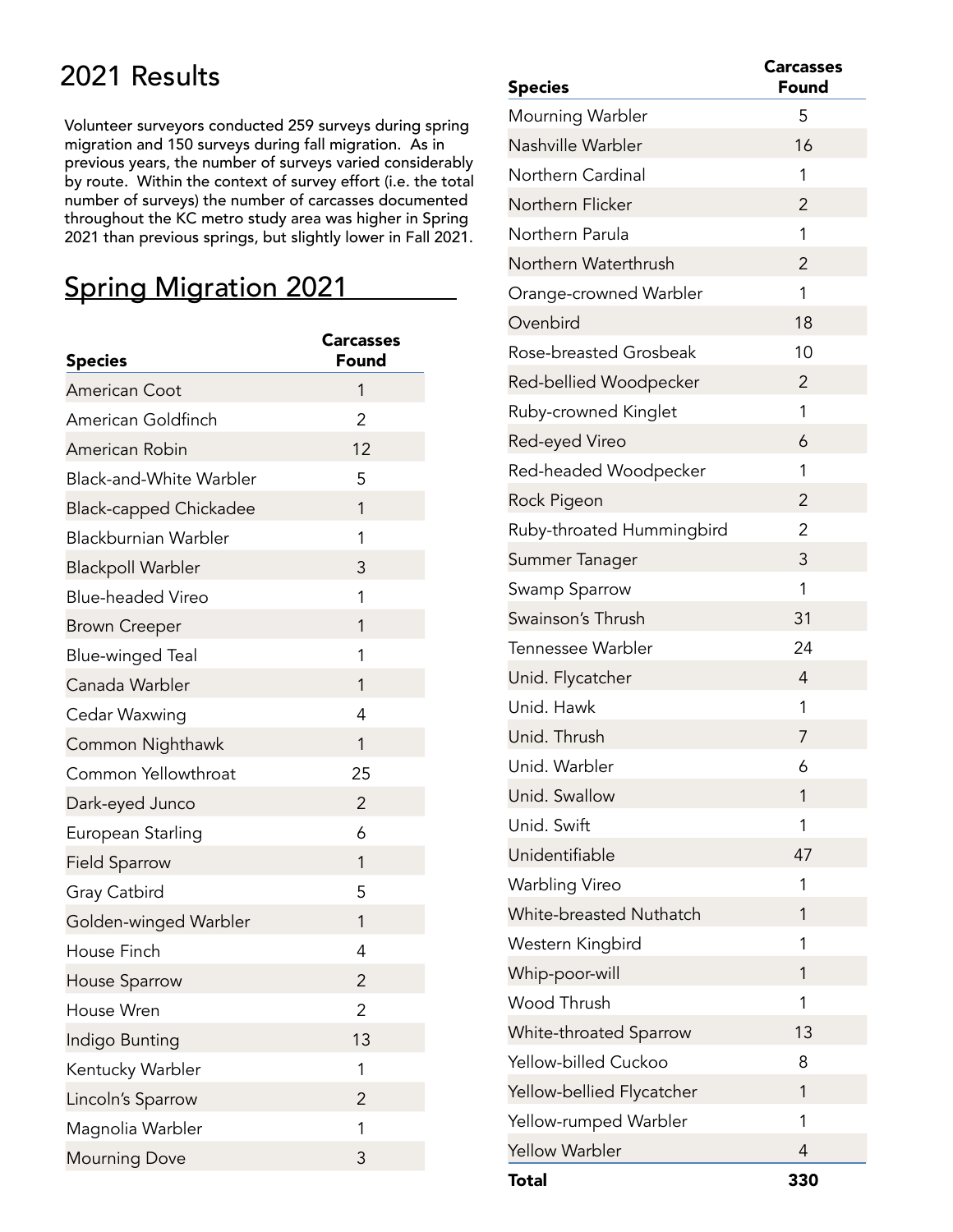# 2021 Results

Volunteer surveyors conducted 259 surveys during spring migration and 150 surveys during fall migration. As in previous years, the number of surveys varied considerably by route. Within the context of survey effort (i.e. the total number of surveys) the number of carcasses documented throughout the KC metro study area was higher in Spring 2021 than previous springs, but slightly lower in Fall 2021.

## Spring Migration 2021

| Species | Carcasses Found |
|---|---|
| American Coot | 1 |
| American Goldfinch | 2 |
| American Robin | 12 |
| Black-and-White Warbler | 5 |
| Black-capped Chickadee | 1 |
| Blackburnian Warbler | 1 |
| Blackpoll Warbler | 3 |
| Blue-headed Vireo | 1 |
| Brown Creeper | 1 |
| Blue-winged Teal | 1 |
| Canada Warbler | 1 |
| Cedar Waxwing | 4 |
| Common Nighthawk | 1 |
| Common Yellowthroat | 25 |
| Dark-eyed Junco | 2 |
| European Starling | 6 |
| Field Sparrow | 1 |
| Gray Catbird | 5 |
| Golden-winged Warbler | 1 |
| House Finch | 4 |
| House Sparrow | 2 |
| House Wren | 2 |
| Indigo Bunting | 13 |
| Kentucky Warbler | 1 |
| Lincoln's Sparrow | 2 |
| Magnolia Warbler | 1 |
| Mourning Dove | 3 |
| Mourning Warbler | 5 |
| Nashville Warbler | 16 |
| Northern Cardinal | 1 |
| Northern Flicker | 2 |
| Northern Parula | 1 |
| Northern Waterthrush | 2 |
| Orange-crowned Warbler | 1 |
| Ovenbird | 18 |
| Rose-breasted Grosbeak | 10 |
| Red-bellied Woodpecker | 2 |
| Ruby-crowned Kinglet | 1 |
| Red-eyed Vireo | 6 |
| Red-headed Woodpecker | 1 |
| Rock Pigeon | 2 |
| Ruby-throated Hummingbird | 2 |
| Summer Tanager | 3 |
| Swamp Sparrow | 1 |
| Swainson's Thrush | 31 |
| Tennessee Warbler | 24 |
| Unid. Flycatcher | 4 |
| Unid. Hawk | 1 |
| Unid. Thrush | 7 |
| Unid. Warbler | 6 |
| Unid. Swallow | 1 |
| Unid. Swift | 1 |
| Unidentifiable | 47 |
| Warbling Vireo | 1 |
| White-breasted Nuthatch | 1 |
| Western Kingbird | 1 |
| Whip-poor-will | 1 |
| Wood Thrush | 1 |
| White-throated Sparrow | 13 |
| Yellow-billed Cuckoo | 8 |
| Yellow-bellied Flycatcher | 1 |
| Yellow-rumped Warbler | 1 |
| Yellow Warbler | 4 |
| **Total** | **330** |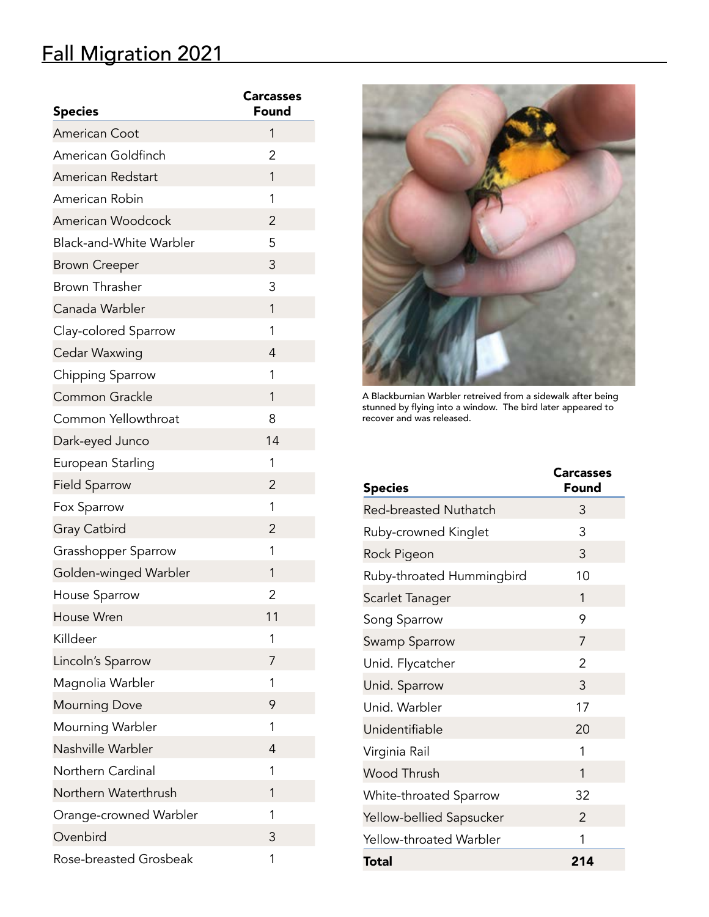# Fall Migration 2021

| Species | Carcasses Found |
|---|---|
| American Coot | 1 |
| American Goldfinch | 2 |
| American Redstart | 1 |
| American Robin | 1 |
| American Woodcock | 2 |
| Black-and-White Warbler | 5 |
| Brown Creeper | 3 |
| Brown Thrasher | 3 |
| Canada Warbler | 1 |
| Clay-colored Sparrow | 1 |
| Cedar Waxwing | 4 |
| Chipping Sparrow | 1 |
| Common Grackle | 1 |
| Common Yellowthroat | 8 |
| Dark-eyed Junco | 14 |
| European Starling | 1 |
| Field Sparrow | 2 |
| Fox Sparrow | 1 |
| Gray Catbird | 2 |
| Grasshopper Sparrow | 1 |
| Golden-winged Warbler | 1 |
| House Sparrow | 2 |
| House Wren | 11 |
| Killdeer | 1 |
| Lincoln's Sparrow | 7 |
| Magnolia Warbler | 1 |
| Mourning Dove | 9 |
| Mourning Warbler | 1 |
| Nashville Warbler | 4 |
| Northern Cardinal | 1 |
| Northern Waterthrush | 1 |
| Orange-crowned Warbler | 1 |
| Ovenbird | 3 |
| Rose-breasted Grosbeak | 1 |
| Red-breasted Nuthatch | 3 |
| Ruby-crowned Kinglet | 3 |
| Rock Pigeon | 3 |
| Ruby-throated Hummingbird | 10 |
| Scarlet Tanager | 1 |
| Song Sparrow | 9 |
| Swamp Sparrow | 7 |
| Unid. Flycatcher | 2 |
| Unid. Sparrow | 3 |
| Unid. Warbler | 17 |
| Unidentifiable | 20 |
| Virginia Rail | 1 |
| Wood Thrush | 1 |
| White-throated Sparrow | 32 |
| Yellow-bellied Sapsucker | 2 |
| Yellow-throated Warbler | 1 |
| **Total** | **214** |

A Blackburnian Warbler retreived from a sidewalk after being stunned by flying into a window. The bird later appeared to recover and was released.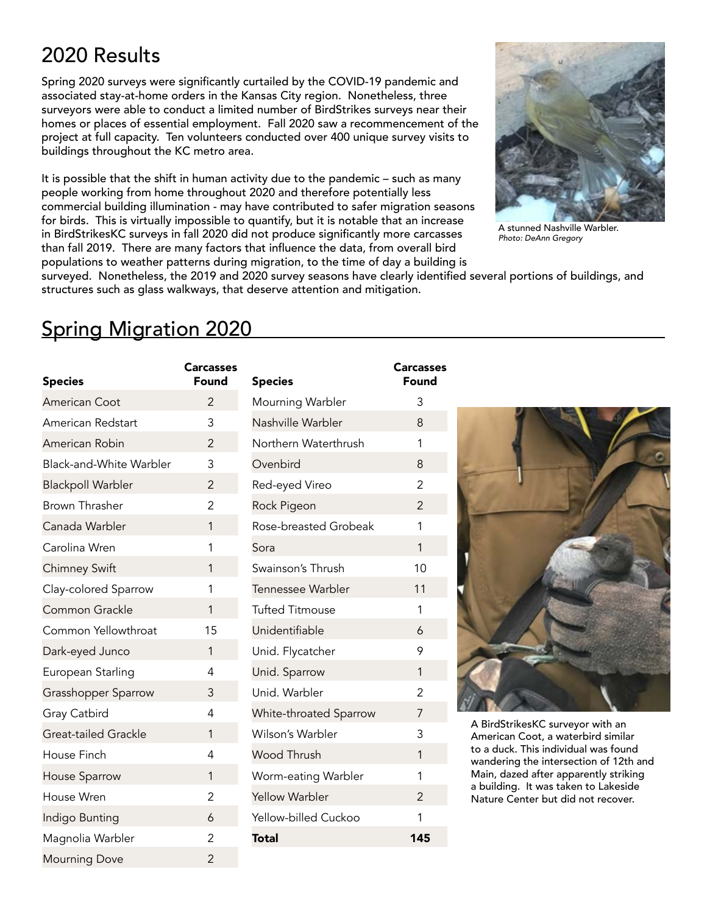# 2020 Results

Spring 2020 surveys were significantly curtailed by the COVID-19 pandemic and associated stay-at-home orders in the Kansas City region. Nonetheless, three surveyors were able to conduct a limited number of BirdStrikes surveys near their homes or places of essential employment. Fall 2020 saw a recommencement of the project at full capacity. Ten volunteers conducted over 400 unique survey visits to buildings throughout the KC metro area.

It is possible that the shift in human activity due to the pandemic – such as many people working from home throughout 2020 and therefore potentially less commercial building illumination - may have contributed to safer migration seasons for birds. This is virtually impossible to quantify, but it is notable that an increase in BirdStrikesKC surveys in fall 2020 did not produce significantly more carcasses than fall 2019. There are many factors that influence the data, from overall bird populations to weather patterns during migration, to the time of day a building is surveyed. Nonetheless, the 2019 and 2020 survey seasons have clearly identified several portions of buildings, and structures such as glass walkways, that deserve attention and mitigation.

A stunned Nashville Warbler.
*Photo: DeAnn Gregory*

## Spring Migration 2020

| Species | Carcasses Found |
|---|---|
| American Coot | 2 |
| American Redstart | 3 |
| American Robin | 2 |
| Black-and-White Warbler | 3 |
| Blackpoll Warbler | 2 |
| Brown Thrasher | 2 |
| Canada Warbler | 1 |
| Carolina Wren | 1 |
| Chimney Swift | 1 |
| Clay-colored Sparrow | 1 |
| Common Grackle | 1 |
| Common Yellowthroat | 15 |
| Dark-eyed Junco | 1 |
| European Starling | 4 |
| Grasshopper Sparrow | 3 |
| Gray Catbird | 4 |
| Great-tailed Grackle | 1 |
| House Finch | 4 |
| House Sparrow | 1 |
| House Wren | 2 |
| Indigo Bunting | 6 |
| Magnolia Warbler | 2 |
| Mourning Dove | 2 |
| Mourning Warbler | 3 |
| Nashville Warbler | 8 |
| Northern Waterthrush | 1 |
| Ovenbird | 8 |
| Red-eyed Vireo | 2 |
| Rock Pigeon | 2 |
| Rose-breasted Grobeak | 1 |
| Sora | 1 |
| Swainson's Thrush | 10 |
| Tennessee Warbler | 11 |
| Tufted Titmouse | 1 |
| Unidentifiable | 6 |
| Unid. Flycatcher | 9 |
| Unid. Sparrow | 1 |
| Unid. Warbler | 2 |
| White-throated Sparrow | 7 |
| Wilson's Warbler | 3 |
| Wood Thrush | 1 |
| Worm-eating Warbler | 1 |
| Yellow Warbler | 2 |
| Yellow-billed Cuckoo | 1 |
| **Total** | **145** |

A BirdStrikesKC surveyor with an American Coot, a waterbird similar to a duck. This individual was found wandering the intersection of 12th and Main, dazed after apparently striking a building. It was taken to Lakeside Nature Center but did not recover.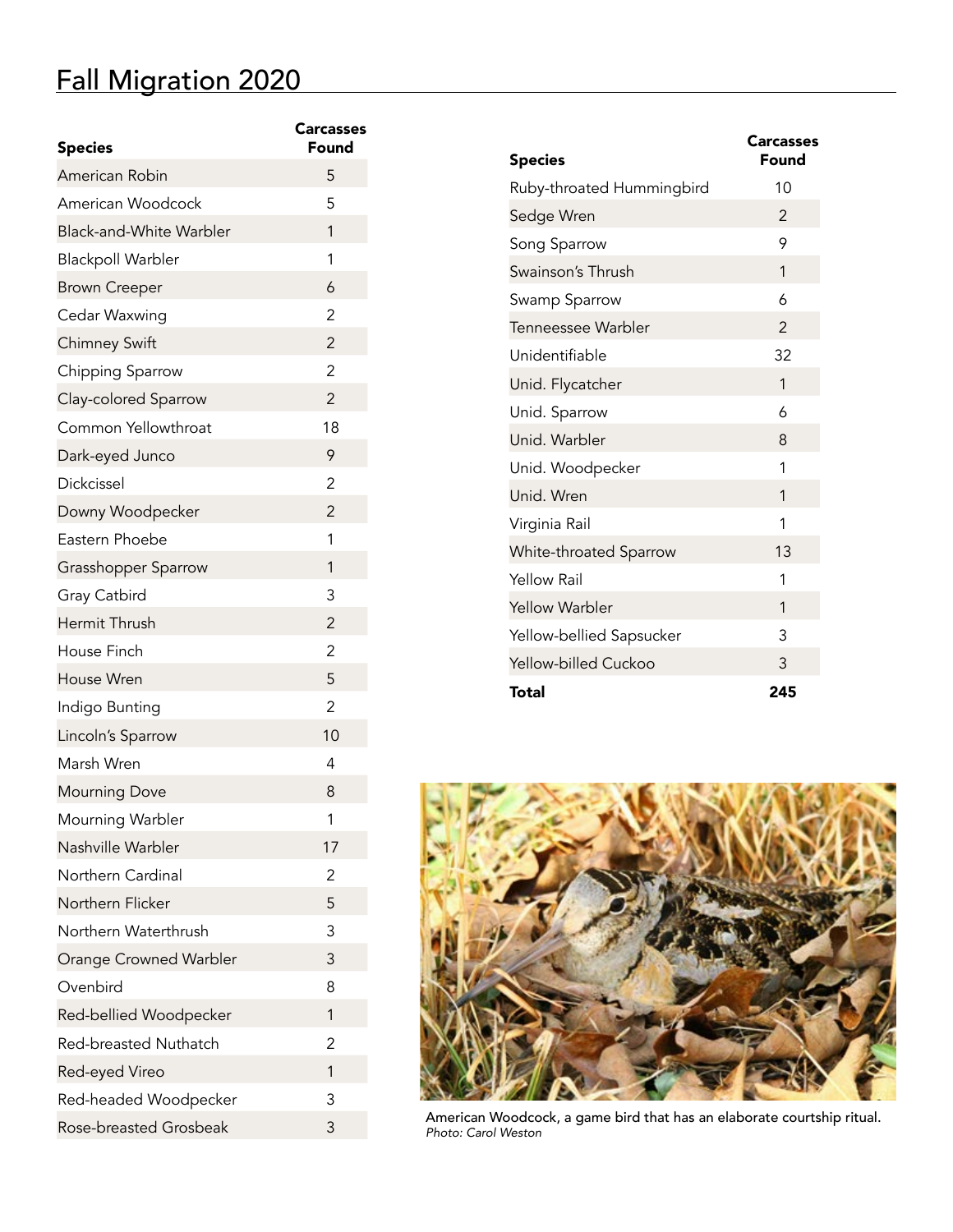# Fall Migration 2020

| Species | Carcasses Found |
|---|---|
| American Robin | 5 |
| American Woodcock | 5 |
| Black-and-White Warbler | 1 |
| Blackpoll Warbler | 1 |
| Brown Creeper | 6 |
| Cedar Waxwing | 2 |
| Chimney Swift | 2 |
| Chipping Sparrow | 2 |
| Clay-colored Sparrow | 2 |
| Common Yellowthroat | 18 |
| Dark-eyed Junco | 9 |
| Dickcissel | 2 |
| Downy Woodpecker | 2 |
| Eastern Phoebe | 1 |
| Grasshopper Sparrow | 1 |
| Gray Catbird | 3 |
| Hermit Thrush | 2 |
| House Finch | 2 |
| House Wren | 5 |
| Indigo Bunting | 2 |
| Lincoln's Sparrow | 10 |
| Marsh Wren | 4 |
| Mourning Dove | 8 |
| Mourning Warbler | 1 |
| Nashville Warbler | 17 |
| Northern Cardinal | 2 |
| Northern Flicker | 5 |
| Northern Waterthrush | 3 |
| Orange Crowned Warbler | 3 |
| Ovenbird | 8 |
| Red-bellied Woodpecker | 1 |
| Red-breasted Nuthatch | 2 |
| Red-eyed Vireo | 1 |
| Red-headed Woodpecker | 3 |
| Rose-breasted Grosbeak | 3 |
| Ruby-throated Hummingbird | 10 |
| Sedge Wren | 2 |
| Song Sparrow | 9 |
| Swainson's Thrush | 1 |
| Swamp Sparrow | 6 |
| Tenneessee Warbler | 2 |
| Unidentifiable | 32 |
| Unid. Flycatcher | 1 |
| Unid. Sparrow | 6 |
| Unid. Warbler | 8 |
| Unid. Woodpecker | 1 |
| Unid. Wren | 1 |
| Virginia Rail | 1 |
| White-throated Sparrow | 13 |
| Yellow Rail | 1 |
| Yellow Warbler | 1 |
| Yellow-bellied Sapsucker | 3 |
| Yellow-billed Cuckoo | 3 |
| **Total** | **245** |

American Woodcock, a game bird that has an elaborate courtship ritual.
*Photo: Carol Weston*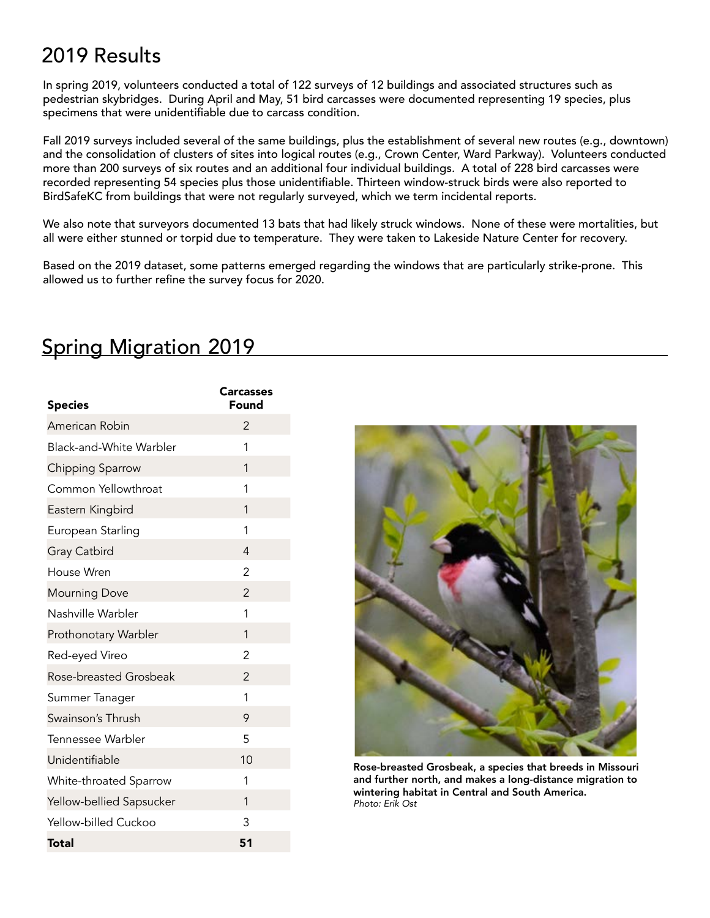# 2019 Results

In spring 2019, volunteers conducted a total of 122 surveys of 12 buildings and associated structures such as pedestrian skybridges. During April and May, 51 bird carcasses were documented representing 19 species, plus specimens that were unidentifiable due to carcass condition.

Fall 2019 surveys included several of the same buildings, plus the establishment of several new routes (e.g., downtown) and the consolidation of clusters of sites into logical routes (e.g., Crown Center, Ward Parkway). Volunteers conducted more than 200 surveys of six routes and an additional four individual buildings. A total of 228 bird carcasses were recorded representing 54 species plus those unidentifiable. Thirteen window-struck birds were also reported to BirdSafeKC from buildings that were not regularly surveyed, which we term incidental reports.

We also note that surveyors documented 13 bats that had likely struck windows. None of these were mortalities, but all were either stunned or torpid due to temperature. They were taken to Lakeside Nature Center for recovery.

Based on the 2019 dataset, some patterns emerged regarding the windows that are particularly strike-prone. This allowed us to further refine the survey focus for 2020.

## Spring Migration 2019

| Species | Carcasses Found |
|---|---|
| American Robin | 2 |
| Black-and-White Warbler | 1 |
| Chipping Sparrow | 1 |
| Common Yellowthroat | 1 |
| Eastern Kingbird | 1 |
| European Starling | 1 |
| Gray Catbird | 4 |
| House Wren | 2 |
| Mourning Dove | 2 |
| Nashville Warbler | 1 |
| Prothonotary Warbler | 1 |
| Red-eyed Vireo | 2 |
| Rose-breasted Grosbeak | 2 |
| Summer Tanager | 1 |
| Swainson's Thrush | 9 |
| Tennessee Warbler | 5 |
| Unidentifiable | 10 |
| White-throated Sparrow | 1 |
| Yellow-bellied Sapsucker | 1 |
| Yellow-billed Cuckoo | 3 |
| **Total** | **51** |

**Rose-breasted Grosbeak, a species that breeds in Missouri and further north, and makes a long-distance migration to wintering habitat in Central and South America.**
*Photo: Erik Ost*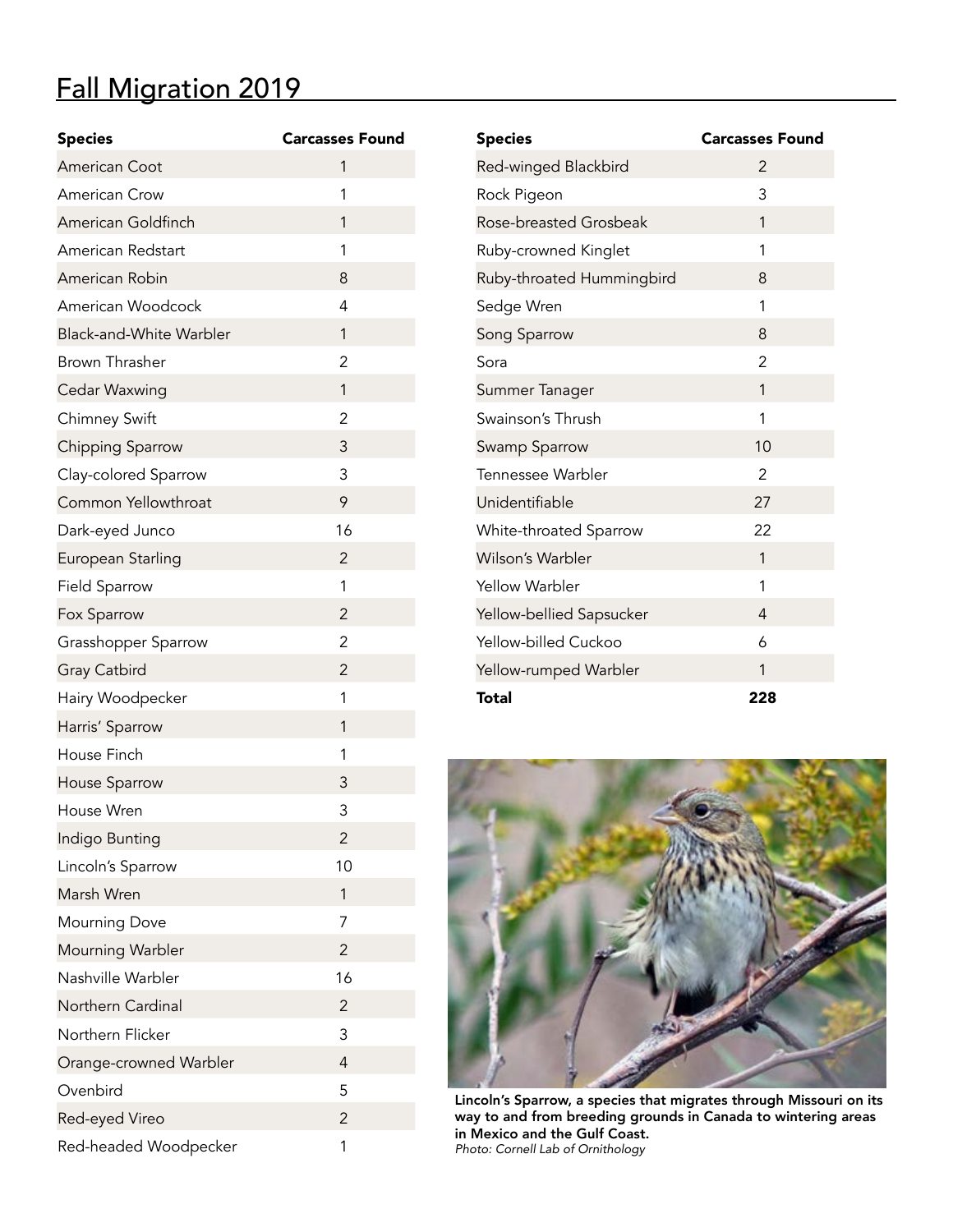# Fall Migration 2019

| Species | Carcasses Found |
|---|---|
| American Coot | 1 |
| American Crow | 1 |
| American Goldfinch | 1 |
| American Redstart | 1 |
| American Robin | 8 |
| American Woodcock | 4 |
| Black-and-White Warbler | 1 |
| Brown Thrasher | 2 |
| Cedar Waxwing | 1 |
| Chimney Swift | 2 |
| Chipping Sparrow | 3 |
| Clay-colored Sparrow | 3 |
| Common Yellowthroat | 9 |
| Dark-eyed Junco | 16 |
| European Starling | 2 |
| Field Sparrow | 1 |
| Fox Sparrow | 2 |
| Grasshopper Sparrow | 2 |
| Gray Catbird | 2 |
| Hairy Woodpecker | 1 |
| Harris' Sparrow | 1 |
| House Finch | 1 |
| House Sparrow | 3 |
| House Wren | 3 |
| Indigo Bunting | 2 |
| Lincoln's Sparrow | 10 |
| Marsh Wren | 1 |
| Mourning Dove | 7 |
| Mourning Warbler | 2 |
| Nashville Warbler | 16 |
| Northern Cardinal | 2 |
| Northern Flicker | 3 |
| Orange-crowned Warbler | 4 |
| Ovenbird | 5 |
| Red-eyed Vireo | 2 |
| Red-headed Woodpecker | 1 |
| Red-winged Blackbird | 2 |
| Rock Pigeon | 3 |
| Rose-breasted Grosbeak | 1 |
| Ruby-crowned Kinglet | 1 |
| Ruby-throated Hummingbird | 8 |
| Sedge Wren | 1 |
| Song Sparrow | 8 |
| Sora | 2 |
| Summer Tanager | 1 |
| Swainson's Thrush | 1 |
| Swamp Sparrow | 10 |
| Tennessee Warbler | 2 |
| Unidentifiable | 27 |
| White-throated Sparrow | 22 |
| Wilson's Warbler | 1 |
| Yellow Warbler | 1 |
| Yellow-bellied Sapsucker | 4 |
| Yellow-billed Cuckoo | 6 |
| Yellow-rumped Warbler | 1 |
| **Total** | **228** |

**Lincoln's Sparrow, a species that migrates through Missouri on its way to and from breeding grounds in Canada to wintering areas in Mexico and the Gulf Coast.**
*Photo: Cornell Lab of Ornithology*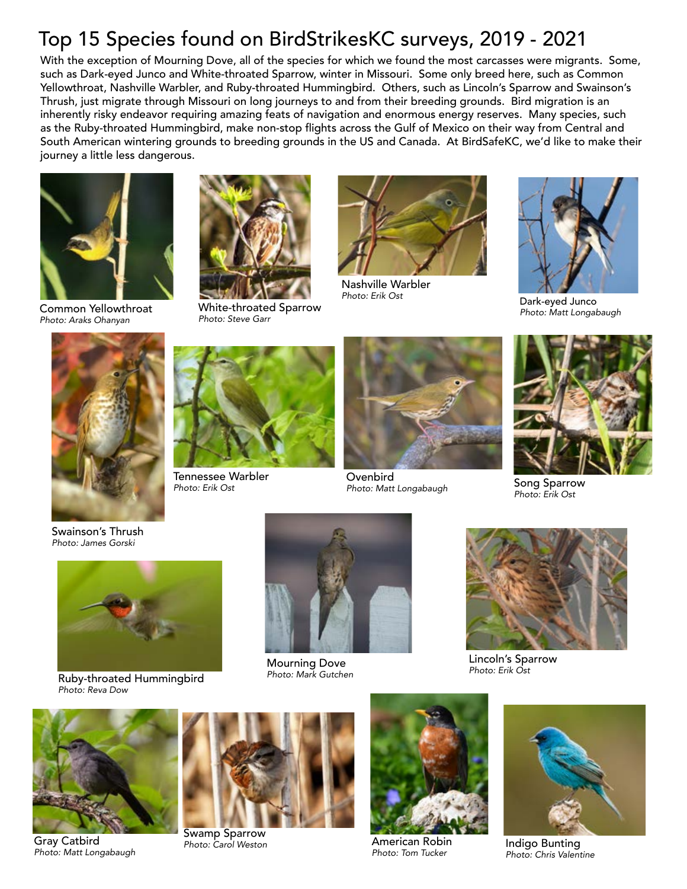# Top 15 Species found on BirdStrikesKC surveys, 2019 - 2021

With the exception of Mourning Dove, all of the species for which we found the most carcasses were migrants. Some, such as Dark-eyed Junco and White-throated Sparrow, winter in Missouri. Some only breed here, such as Common Yellowthroat, Nashville Warbler, and Ruby-throated Hummingbird. Others, such as Lincoln's Sparrow and Swainson's Thrush, just migrate through Missouri on long journeys to and from their breeding grounds. Bird migration is an inherently risky endeavor requiring amazing feats of navigation and enormous energy reserves. Many species, such as the Ruby-throated Hummingbird, make non-stop flights across the Gulf of Mexico on their way from Central and South American wintering grounds to breeding grounds in the US and Canada. At BirdSafeKC, we'd like to make their journey a little less dangerous.

Common Yellowthroat
*Photo: Araks Ohanyan*

White-throated Sparrow
*Photo: Steve Garr*

Nashville Warbler
*Photo: Erik Ost*

Dark-eyed Junco
*Photo: Matt Longabaugh*

Swainson's Thrush
*Photo: James Gorski*

Tennessee Warbler
*Photo: Erik Ost*

Ovenbird
*Photo: Matt Longabaugh*

Song Sparrow
*Photo: Erik Ost*

Ruby-throated Hummingbird
*Photo: Reva Dow*

Mourning Dove
*Photo: Mark Gutchen*

Lincoln's Sparrow
*Photo: Erik Ost*

Gray Catbird
*Photo: Matt Longabaugh*

Swamp Sparrow
*Photo: Carol Weston*

American Robin
*Photo: Tom Tucker*

Indigo Bunting
*Photo: Chris Valentine*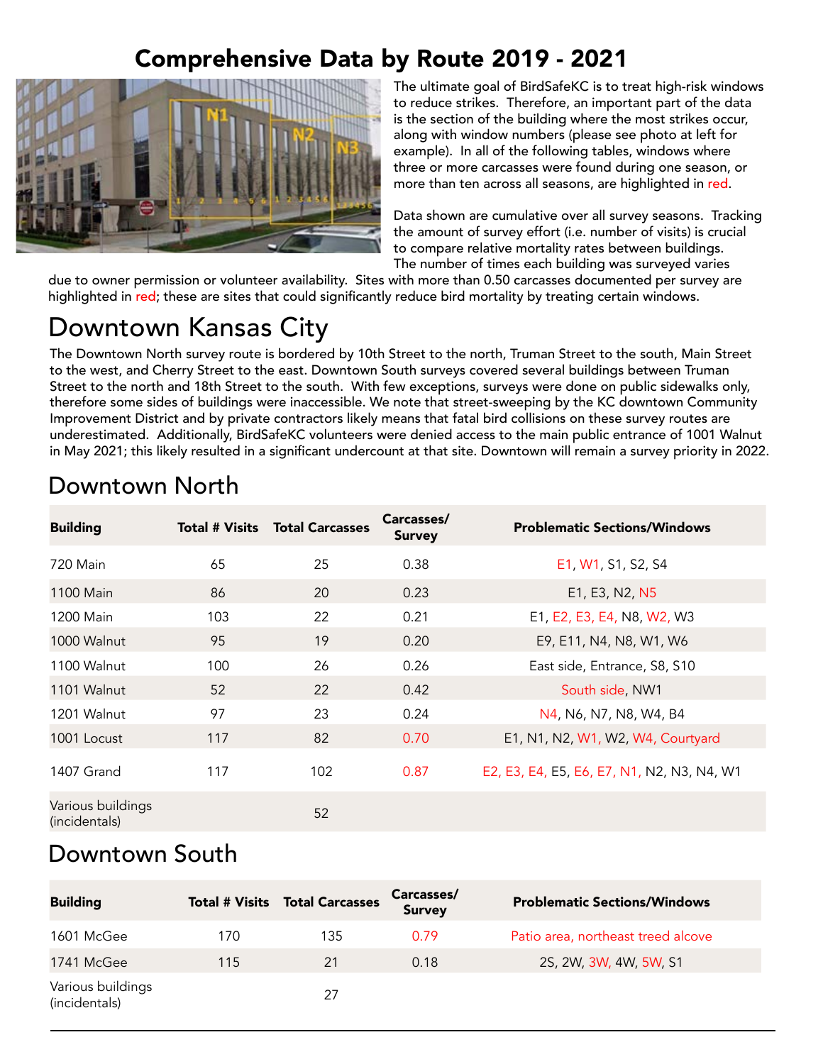# Comprehensive Data by Route 2019 - 2021

The ultimate goal of BirdSafeKC is to treat high-risk windows to reduce strikes. Therefore, an important part of the data is the section of the building where the most strikes occur, along with window numbers (please see photo at left for example). In all of the following tables, windows where three or more carcasses were found during one season, or more than ten across all seasons, are highlighted in red.

Data shown are cumulative over all survey seasons. Tracking the amount of survey effort (i.e. number of visits) is crucial to compare relative mortality rates between buildings. The number of times each building was surveyed varies due to owner permission or volunteer availability. Sites with more than 0.50 carcasses documented per survey are highlighted in red; these are sites that could significantly reduce bird mortality by treating certain windows.

## Downtown Kansas City

The Downtown North survey route is bordered by 10th Street to the north, Truman Street to the south, Main Street to the west, and Cherry Street to the east. Downtown South surveys covered several buildings between Truman Street to the north and 18th Street to the south. With few exceptions, surveys were done on public sidewalks only, therefore some sides of buildings were inaccessible. We note that street-sweeping by the KC downtown Community Improvement District and by private contractors likely means that fatal bird collisions on these survey routes are underestimated. Additionally, BirdSafeKC volunteers were denied access to the main public entrance of 1001 Walnut in May 2021; this likely resulted in a significant undercount at that site. Downtown will remain a survey priority in 2022.

## Downtown North

| Building | Total # Visits | Total Carcasses | Carcasses/ Survey | Problematic Sections/Windows |
|---|---|---|---|---|
| 720 Main | 65 | 25 | 0.38 | E1, W1, S1, S2, S4 |
| 1100 Main | 86 | 20 | 0.23 | E1, E3, N2, N5 |
| 1200 Main | 103 | 22 | 0.21 | E1, E2, E3, E4, N8, W2, W3 |
| 1000 Walnut | 95 | 19 | 0.20 | E9, E11, N4, N8, W1, W6 |
| 1100 Walnut | 100 | 26 | 0.26 | East side, Entrance, S8, S10 |
| 1101 Walnut | 52 | 22 | 0.42 | South side, NW1 |
| 1201 Walnut | 97 | 23 | 0.24 | N4, N6, N7, N8, W4, B4 |
| 1001 Locust | 117 | 82 | 0.70 | E1, N1, N2, W1, W2, W4, Courtyard |
| 1407 Grand | 117 | 102 | 0.87 | E2, E3, E4, E5, E6, E7, N1, N2, N3, N4, W1 |
| Various buildings (incidentals) | | 52 | | |

## Downtown South

| Building | Total # Visits | Total Carcasses | Carcasses/ Survey | Problematic Sections/Windows |
|---|---|---|---|---|
| 1601 McGee | 170 | 135 | 0.79 | Patio area, northeast treed alcove |
| 1741 McGee | 115 | 21 | 0.18 | 2S, 2W, 3W, 4W, 5W, S1 |
| Various buildings (incidentals) | | 27 | | |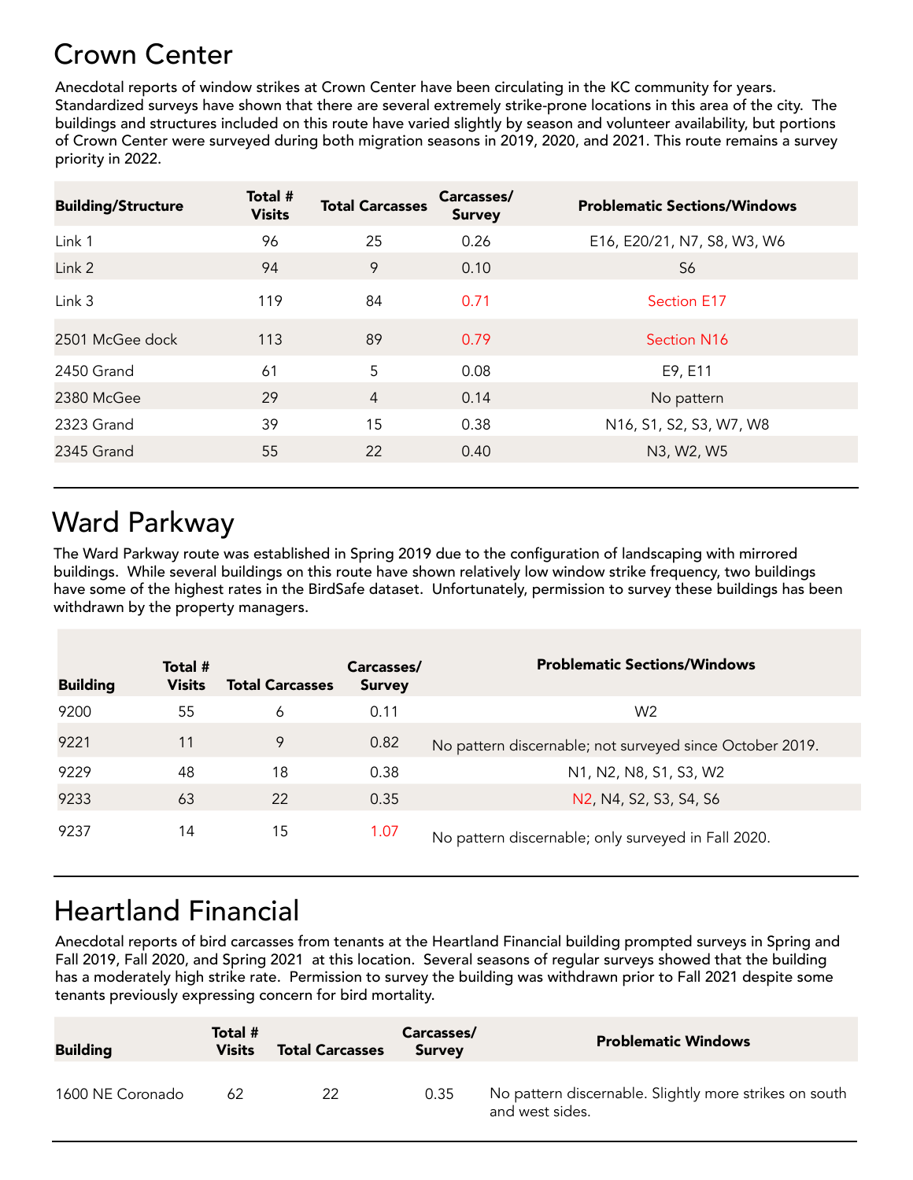# Crown Center

Anecdotal reports of window strikes at Crown Center have been circulating in the KC community for years. Standardized surveys have shown that there are several extremely strike-prone locations in this area of the city. The buildings and structures included on this route have varied slightly by season and volunteer availability, but portions of Crown Center were surveyed during both migration seasons in 2019, 2020, and 2021. This route remains a survey priority in 2022.

| Building/Structure | Total # Visits | Total Carcasses | Carcasses/ Survey | Problematic Sections/Windows |
|---|---|---|---|---|
| Link 1 | 96 | 25 | 0.26 | E16, E20/21, N7, S8, W3, W6 |
| Link 2 | 94 | 9 | 0.10 | S6 |
| Link 3 | 119 | 84 | 0.71 | Section E17 |
| 2501 McGee dock | 113 | 89 | 0.79 | Section N16 |
| 2450 Grand | 61 | 5 | 0.08 | E9, E11 |
| 2380 McGee | 29 | 4 | 0.14 | No pattern |
| 2323 Grand | 39 | 15 | 0.38 | N16, S1, S2, S3, W7, W8 |
| 2345 Grand | 55 | 22 | 0.40 | N3, W2, W5 |

# Ward Parkway

The Ward Parkway route was established in Spring 2019 due to the configuration of landscaping with mirrored buildings. While several buildings on this route have shown relatively low window strike frequency, two buildings have some of the highest rates in the BirdSafe dataset. Unfortunately, permission to survey these buildings has been withdrawn by the property managers.

| Building | Total # Visits | Total Carcasses | Carcasses/ Survey | Problematic Sections/Windows |
|---|---|---|---|---|
| 9200 | 55 | 6 | 0.11 | W2 |
| 9221 | 11 | 9 | 0.82 | No pattern discernable; not surveyed since October 2019. |
| 9229 | 48 | 18 | 0.38 | N1, N2, N8, S1, S3, W2 |
| 9233 | 63 | 22 | 0.35 | N2, N4, S2, S3, S4, S6 |
| 9237 | 14 | 15 | 1.07 | No pattern discernable; only surveyed in Fall 2020. |

# Heartland Financial

Anecdotal reports of bird carcasses from tenants at the Heartland Financial building prompted surveys in Spring and Fall 2019, Fall 2020, and Spring 2021 at this location. Several seasons of regular surveys showed that the building has a moderately high strike rate. Permission to survey the building was withdrawn prior to Fall 2021 despite some tenants previously expressing concern for bird mortality.

| Building | Total # Visits | Total Carcasses | Carcasses/ Survey | Problematic Windows |
|---|---|---|---|---|
| 1600 NE Coronado | 62 | 22 | 0.35 | No pattern discernable. Slightly more strikes on south and west sides. |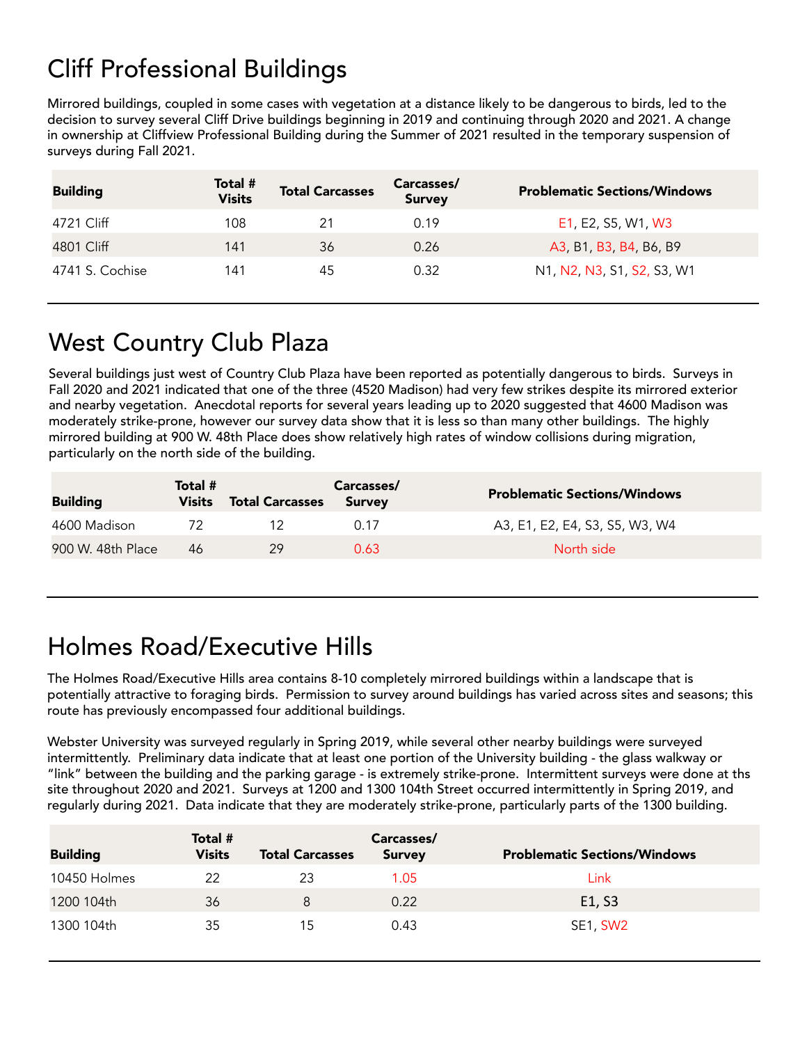# Cliff Professional Buildings

Mirrored buildings, coupled in some cases with vegetation at a distance likely to be dangerous to birds, led to the decision to survey several Cliff Drive buildings beginning in 2019 and continuing through 2020 and 2021. A change in ownership at Cliffview Professional Building during the Summer of 2021 resulted in the temporary suspension of surveys during Fall 2021.

| Building | Total # Visits | Total Carcasses | Carcasses/ Survey | Problematic Sections/Windows |
|---|---|---|---|---|
| 4721 Cliff | 108 | 21 | 0.19 | E1, E2, S5, W1, W3 |
| 4801 Cliff | 141 | 36 | 0.26 | A3, B1, B3, B4, B6, B9 |
| 4741 S. Cochise | 141 | 45 | 0.32 | N1, N2, N3, S1, S2, S3, W1 |

# West Country Club Plaza

Several buildings just west of Country Club Plaza have been reported as potentially dangerous to birds. Surveys in Fall 2020 and 2021 indicated that one of the three (4520 Madison) had very few strikes despite its mirrored exterior and nearby vegetation. Anecdotal reports for several years leading up to 2020 suggested that 4600 Madison was moderately strike-prone, however our survey data show that it is less so than many other buildings. The highly mirrored building at 900 W. 48th Place does show relatively high rates of window collisions during migration, particularly on the north side of the building.

| Building | Total # Visits | Total Carcasses | Carcasses/ Survey | Problematic Sections/Windows |
|---|---|---|---|---|
| 4600 Madison | 72 | 12 | 0.17 | A3, E1, E2, E4, S3, S5, W3, W4 |
| 900 W. 48th Place | 46 | 29 | 0.63 | North side |

# Holmes Road/Executive Hills

The Holmes Road/Executive Hills area contains 8-10 completely mirrored buildings within a landscape that is potentially attractive to foraging birds. Permission to survey around buildings has varied across sites and seasons; this route has previously encompassed four additional buildings.

Webster University was surveyed regularly in Spring 2019, while several other nearby buildings were surveyed intermittently. Preliminary data indicate that at least one portion of the University building - the glass walkway or "link" between the building and the parking garage - is extremely strike-prone. Intermittent surveys were done at ths site throughout 2020 and 2021. Surveys at 1200 and 1300 104th Street occurred intermittently in Spring 2019, and regularly during 2021. Data indicate that they are moderately strike-prone, particularly parts of the 1300 building.

| Building | Total # Visits | Total Carcasses | Carcasses/ Survey | Problematic Sections/Windows |
|---|---|---|---|---|
| 10450 Holmes | 22 | 23 | 1.05 | Link |
| 1200 104th | 36 | 8 | 0.22 | E1, S3 |
| 1300 104th | 35 | 15 | 0.43 | SE1, SW2 |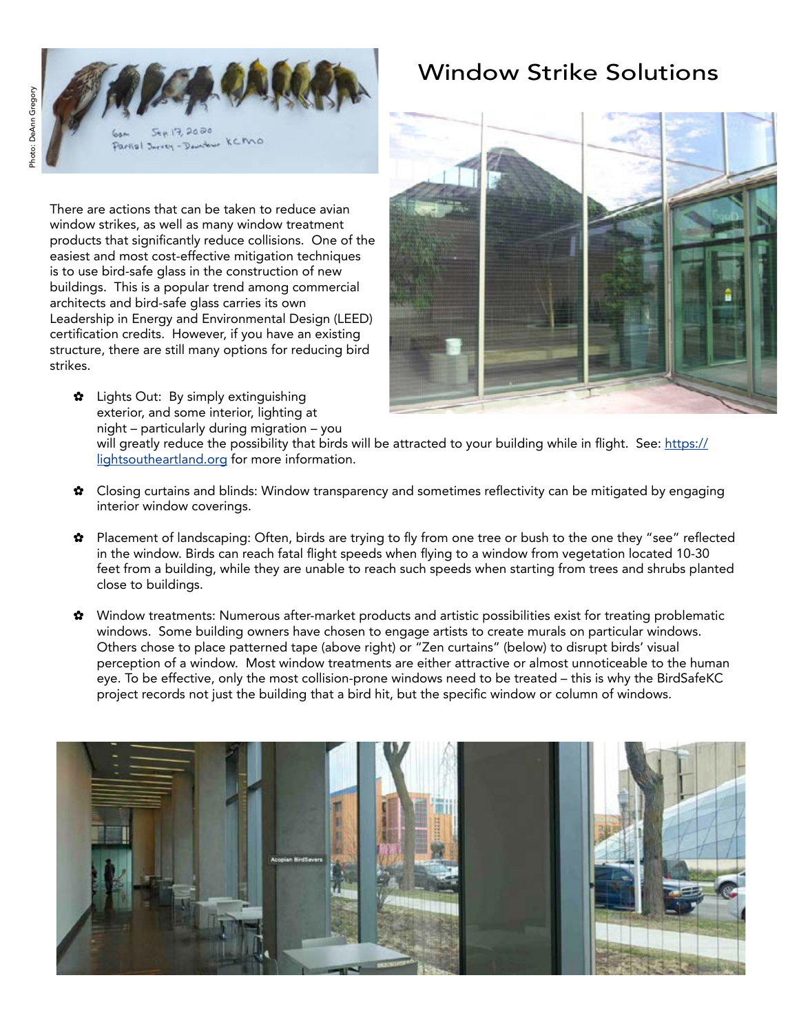# Window Strike Solutions

Photo: DeAnn Gregory

There are actions that can be taken to reduce avian window strikes, as well as many window treatment products that significantly reduce collisions. One of the easiest and most cost-effective mitigation techniques is to use bird-safe glass in the construction of new buildings. This is a popular trend among commercial architects and bird-safe glass carries its own Leadership in Energy and Environmental Design (LEED) certification credits. However, if you have an existing structure, there are still many options for reducing bird strikes.

- Lights Out: By simply extinguishing exterior, and some interior, lighting at night – particularly during migration – you will greatly reduce the possibility that birds will be attracted to your building while in flight. See: https://lightsoutheartland.org for more information.

- Closing curtains and blinds: Window transparency and sometimes reflectivity can be mitigated by engaging interior window coverings.

- Placement of landscaping: Often, birds are trying to fly from one tree or bush to the one they "see" reflected in the window. Birds can reach fatal flight speeds when flying to a window from vegetation located 10-30 feet from a building, while they are unable to reach such speeds when starting from trees and shrubs planted close to buildings.

- Window treatments: Numerous after-market products and artistic possibilities exist for treating problematic windows. Some building owners have chosen to engage artists to create murals on particular windows. Others chose to place patterned tape (above right) or "Zen curtains" (below) to disrupt birds' visual perception of a window. Most window treatments are either attractive or almost unnoticeable to the human eye. To be effective, only the most collision-prone windows need to be treated – this is why the BirdSafeKC project records not just the building that a bird hit, but the specific window or column of windows.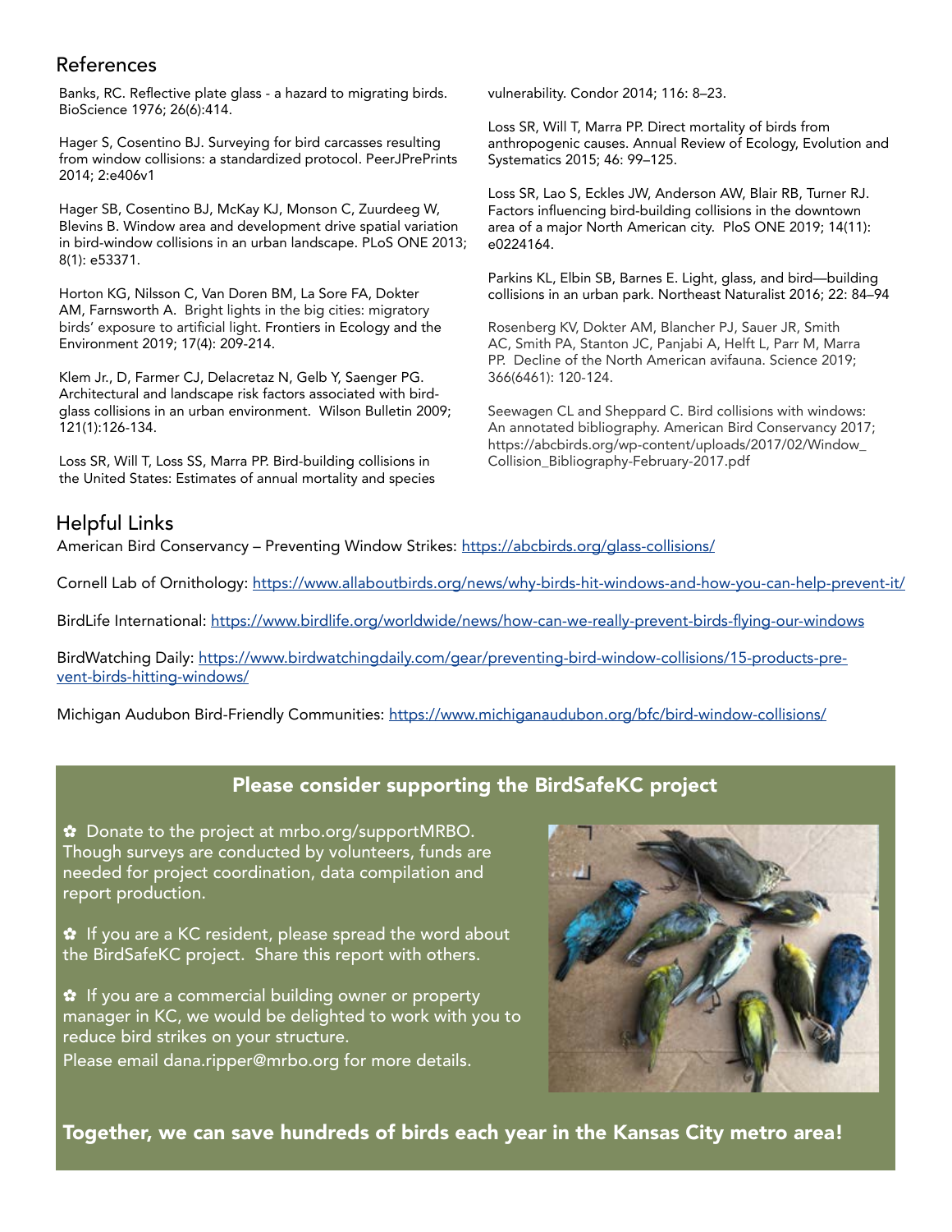## References

Banks, RC. Reflective plate glass - a hazard to migrating birds. BioScience 1976; 26(6):414.

Hager S, Cosentino BJ. Surveying for bird carcasses resulting from window collisions: a standardized protocol. PeerJPrePrints 2014; 2:e406v1

Hager SB, Cosentino BJ, McKay KJ, Monson C, Zuurdeeg W, Blevins B. Window area and development drive spatial variation in bird-window collisions in an urban landscape. PLoS ONE 2013; 8(1): e53371.

Horton KG, Nilsson C, Van Doren BM, La Sore FA, Dokter AM, Farnsworth A. Bright lights in the big cities: migratory birds' exposure to artificial light. Frontiers in Ecology and the Environment 2019; 17(4): 209-214.

Klem Jr., D, Farmer CJ, Delacretaz N, Gelb Y, Saenger PG. Architectural and landscape risk factors associated with bird-glass collisions in an urban environment. Wilson Bulletin 2009; 121(1):126-134.

Loss SR, Will T, Loss SS, Marra PP. Bird-building collisions in the United States: Estimates of annual mortality and species vulnerability. Condor 2014; 116: 8–23.

Loss SR, Will T, Marra PP. Direct mortality of birds from anthropogenic causes. Annual Review of Ecology, Evolution and Systematics 2015; 46: 99–125.

Loss SR, Lao S, Eckles JW, Anderson AW, Blair RB, Turner RJ. Factors influencing bird-building collisions in the downtown area of a major North American city. PloS ONE 2019; 14(11): e0224164.

Parkins KL, Elbin SB, Barnes E. Light, glass, and bird—building collisions in an urban park. Northeast Naturalist 2016; 22: 84–94

Rosenberg KV, Dokter AM, Blancher PJ, Sauer JR, Smith AC, Smith PA, Stanton JC, Panjabi A, Helft L, Parr M, Marra PP. Decline of the North American avifauna. Science 2019; 366(6461): 120-124.

Seewagen CL and Sheppard C. Bird collisions with windows: An annotated bibliography. American Bird Conservancy 2017; https://abcbirds.org/wp-content/uploads/2017/02/Window_Collision_Bibliography-February-2017.pdf

## Helpful Links

American Bird Conservancy – Preventing Window Strikes: https://abcbirds.org/glass-collisions/

Cornell Lab of Ornithology: https://www.allaboutbirds.org/news/why-birds-hit-windows-and-how-you-can-help-prevent-it/

BirdLife International: https://www.birdlife.org/worldwide/news/how-can-we-really-prevent-birds-flying-our-windows

BirdWatching Daily: https://www.birdwatchingdaily.com/gear/preventing-bird-window-collisions/15-products-prevent-birds-hitting-windows/

Michigan Audubon Bird-Friendly Communities: https://www.michiganaudubon.org/bfc/bird-window-collisions/

### Please consider supporting the BirdSafeKC project

✿ Donate to the project at mrbo.org/supportMRBO. Though surveys are conducted by volunteers, funds are needed for project coordination, data compilation and report production.

✿ If you are a KC resident, please spread the word about the BirdSafeKC project. Share this report with others.

✿ If you are a commercial building owner or property manager in KC, we would be delighted to work with you to reduce bird strikes on your structure.
Please email dana.ripper@mrbo.org for more details.

**Together, we can save hundreds of birds each year in the Kansas City metro area!**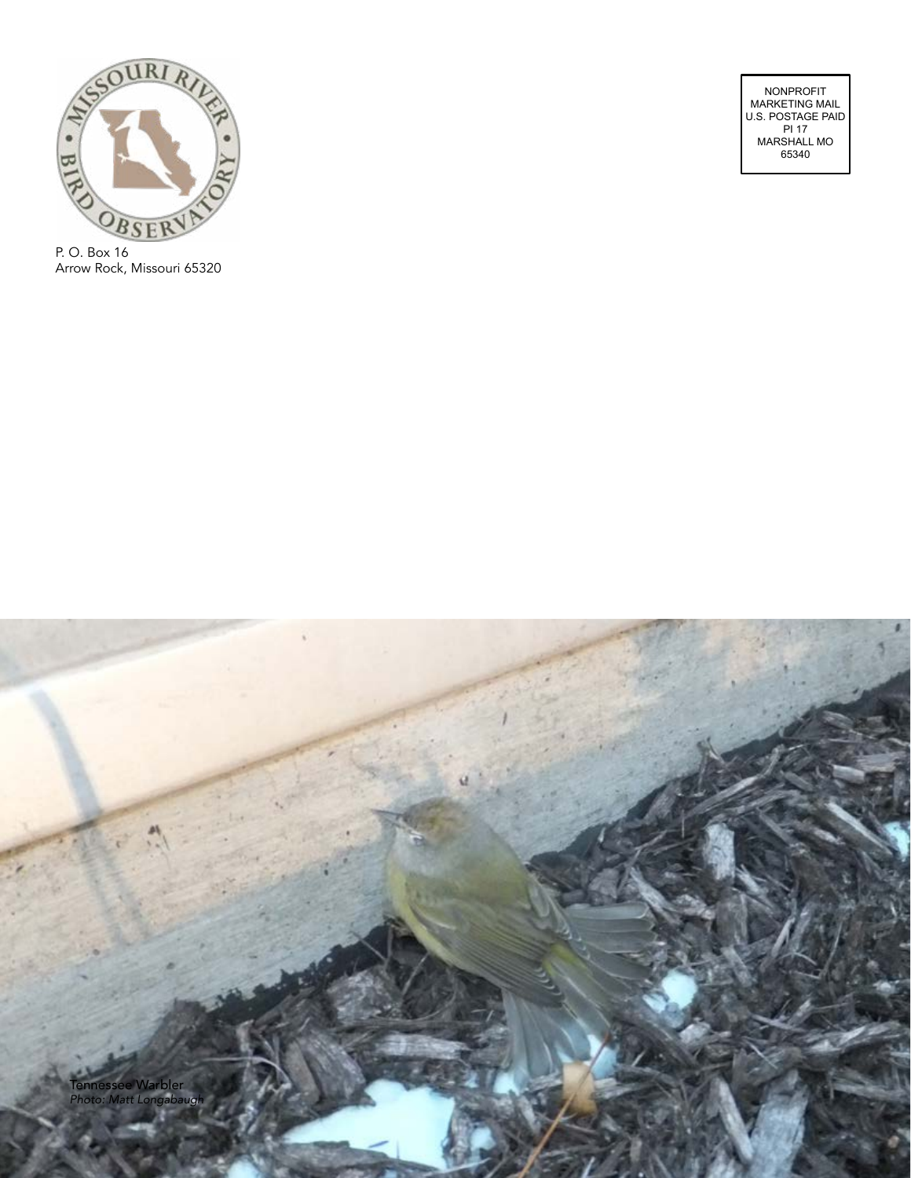P. O. Box 16
Arrow Rock, Missouri 65320

NONPROFIT
MARKETING MAIL
U.S. POSTAGE PAID
PI 17
MARSHALL MO
65340

Tennessee Warbler
*Photo: Matt Longabaugh*